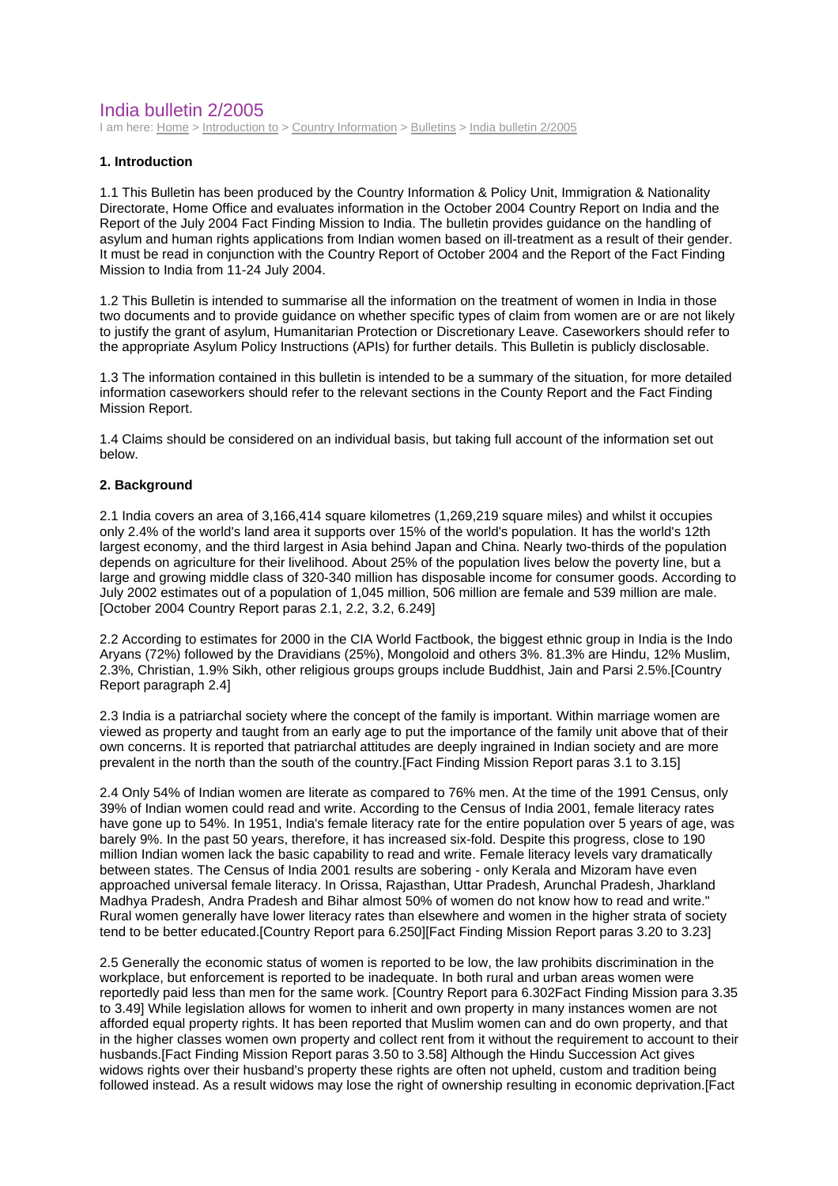# India bulletin 2/2005

I am here: Home > Introduction to > Country Information > Bulletins > India bulletin 2/2005

**1. Introduction**

1.1 This Bulletin has been produced by the Country Information & Policy Unit, Immigration & Nationality Directorate, Home Office and evaluates information in the October 2004 Country Report on India and the Report of the July 2004 Fact Finding Mission to India. The bulletin provides guidance on the handling of asylum and human rights applications from Indian women based on ill-treatment as a result of their gender. It must be read in conjunction with the Country Report of October 2004 and the Report of the Fact Finding Mission to India from 11-24 July 2004.

1.2 This Bulletin is intended to summarise all the information on the treatment of women in India in those two documents and to provide guidance on whether specific types of claim from women are or are not likely to justify the grant of asylum, Humanitarian Protection or Discretionary Leave. Caseworkers should refer to the appropriate Asylum Policy Instructions (APIs) for further details. This Bulletin is publicly disclosable.

1.3 The information contained in this bulletin is intended to be a summary of the situation, for more detailed information caseworkers should refer to the relevant sections in the County Report and the Fact Finding Mission Report.

1.4 Claims should be considered on an individual basis, but taking full account of the information set out below.

**2. Background**

2.1 India covers an area of 3,166,414 square kilometres (1,269,219 square miles) and whilst it occupies only 2.4% of the world's land area it supports over 15% of the world's population. It has the world's 12th largest economy, and the third largest in Asia behind Japan and China. Nearly two-thirds of the population depends on agriculture for their livelihood. About 25% of the population lives below the poverty line, but a large and growing middle class of 320-340 million has disposable income for consumer goods. According to July 2002 estimates out of a population of 1,045 million, 506 million are female and 539 million are male. [October 2004 Country Report paras 2.1, 2.2, 3.2, 6.249]

2.2 According to estimates for 2000 in the CIA World Factbook, the biggest ethnic group in India is the Indo Aryans (72%) followed by the Dravidians (25%), Mongoloid and others 3%. 81.3% are Hindu, 12% Muslim, 2.3%, Christian, 1.9% Sikh, other religious groups groups include Buddhist, Jain and Parsi 2.5%.[Country Report paragraph 2.4]

2.3 India is a patriarchal society where the concept of the family is important. Within marriage women are viewed as property and taught from an early age to put the importance of the family unit above that of their own concerns. It is reported that patriarchal attitudes are deeply ingrained in Indian society and are more prevalent in the north than the south of the country.[Fact Finding Mission Report paras 3.1 to 3.15]

2.4 Only 54% of Indian women are literate as compared to 76% men. At the time of the 1991 Census, only 39% of Indian women could read and write. According to the Census of India 2001, female literacy rates have gone up to 54%. In 1951, India's female literacy rate for the entire population over 5 years of age, was barely 9%. In the past 50 years, therefore, it has increased six-fold. Despite this progress, close to 190 million Indian women lack the basic capability to read and write. Female literacy levels vary dramatically between states. The Census of India 2001 results are sobering - only Kerala and Mizoram have even approached universal female literacy. In Orissa, Rajasthan, Uttar Pradesh, Arunchal Pradesh, Jharkland Madhya Pradesh, Andra Pradesh and Bihar almost 50% of women do not know how to read and write." Rural women generally have lower literacy rates than elsewhere and women in the higher strata of society tend to be better educated.[Country Report para 6.250][Fact Finding Mission Report paras 3.20 to 3.23]

2.5 Generally the economic status of women is reported to be low, the law prohibits discrimination in the workplace, but enforcement is reported to be inadequate. In both rural and urban areas women were reportedly paid less than men for the same work. [Country Report para 6.302Fact Finding Mission para 3.35 to 3.49] While legislation allows for women to inherit and own property in many instances women are not afforded equal property rights. It has been reported that Muslim women can and do own property, and that in the higher classes women own property and collect rent from it without the requirement to account to their husbands.[Fact Finding Mission Report paras 3.50 to 3.58] Although the Hindu Succession Act gives widows rights over their husband's property these rights are often not upheld, custom and tradition being followed instead. As a result widows may lose the right of ownership resulting in economic deprivation.[Fact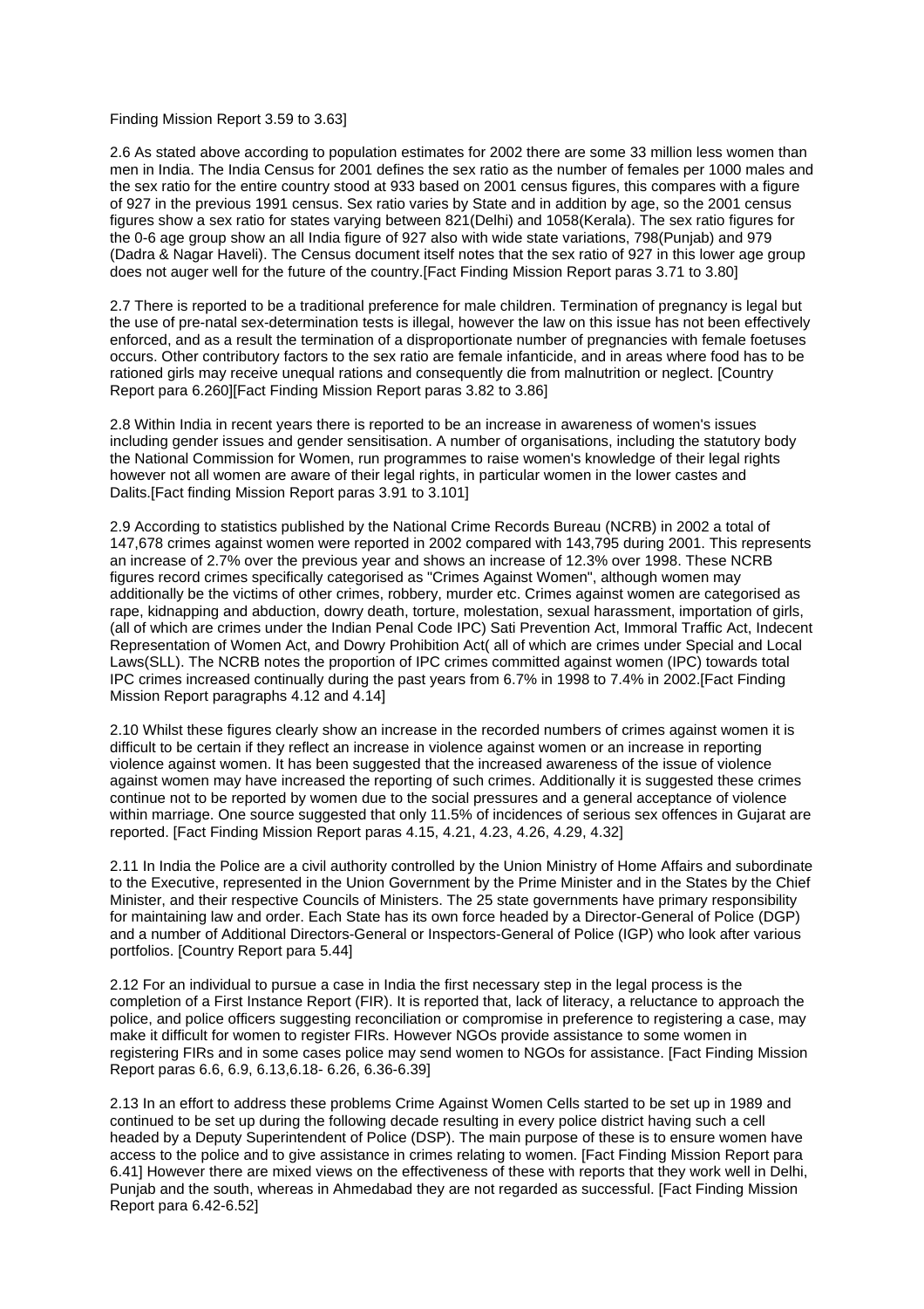Finding Mission Report 3.59 to 3.63]

2.6 As stated above according to population estimates for 2002 there are some 33 million less women than men in India. The India Census for 2001 defines the sex ratio as the number of females per 1000 males and the sex ratio for the entire country stood at 933 based on 2001 census figures, this compares with a figure of 927 in the previous 1991 census. Sex ratio varies by State and in addition by age, so the 2001 census figures show a sex ratio for states varying between 821(Delhi) and 1058(Kerala). The sex ratio figures for the 0-6 age group show an all India figure of 927 also with wide state variations, 798(Punjab) and 979 (Dadra & Nagar Haveli). The Census document itself notes that the sex ratio of 927 in this lower age group does not auger well for the future of the country.[Fact Finding Mission Report paras 3.71 to 3.80]

2.7 There is reported to be a traditional preference for male children. Termination of pregnancy is legal but the use of pre-natal sex-determination tests is illegal, however the law on this issue has not been effectively enforced, and as a result the termination of a disproportionate number of pregnancies with female foetuses occurs. Other contributory factors to the sex ratio are female infanticide, and in areas where food has to be rationed girls may receive unequal rations and consequently die from malnutrition or neglect. [Country Report para 6.260][Fact Finding Mission Report paras 3.82 to 3.86]

2.8 Within India in recent years there is reported to be an increase in awareness of women's issues including gender issues and gender sensitisation. A number of organisations, including the statutory body the National Commission for Women, run programmes to raise women's knowledge of their legal rights however not all women are aware of their legal rights, in particular women in the lower castes and Dalits.[Fact finding Mission Report paras 3.91 to 3.101]

2.9 According to statistics published by the National Crime Records Bureau (NCRB) in 2002 a total of 147,678 crimes against women were reported in 2002 compared with 143,795 during 2001. This represents an increase of 2.7% over the previous year and shows an increase of 12.3% over 1998. These NCRB figures record crimes specifically categorised as "Crimes Against Women", although women may additionally be the victims of other crimes, robbery, murder etc. Crimes against women are categorised as rape, kidnapping and abduction, dowry death, torture, molestation, sexual harassment, importation of girls, (all of which are crimes under the Indian Penal Code IPC) Sati Prevention Act, Immoral Traffic Act, Indecent Representation of Women Act, and Dowry Prohibition Act( all of which are crimes under Special and Local Laws(SLL). The NCRB notes the proportion of IPC crimes committed against women (IPC) towards total IPC crimes increased continually during the past years from 6.7% in 1998 to 7.4% in 2002.[Fact Finding Mission Report paragraphs 4.12 and 4.14]

2.10 Whilst these figures clearly show an increase in the recorded numbers of crimes against women it is difficult to be certain if they reflect an increase in violence against women or an increase in reporting violence against women. It has been suggested that the increased awareness of the issue of violence against women may have increased the reporting of such crimes. Additionally it is suggested these crimes continue not to be reported by women due to the social pressures and a general acceptance of violence within marriage. One source suggested that only 11.5% of incidences of serious sex offences in Gujarat are reported. [Fact Finding Mission Report paras 4.15, 4.21, 4.23, 4.26, 4.29, 4.32]

2.11 In India the Police are a civil authority controlled by the Union Ministry of Home Affairs and subordinate to the Executive, represented in the Union Government by the Prime Minister and in the States by the Chief Minister, and their respective Councils of Ministers. The 25 state governments have primary responsibility for maintaining law and order. Each State has its own force headed by a Director-General of Police (DGP) and a number of Additional Directors-General or Inspectors-General of Police (IGP) who look after various portfolios. [Country Report para 5.44]

2.12 For an individual to pursue a case in India the first necessary step in the legal process is the completion of a First Instance Report (FIR). It is reported that, lack of literacy, a reluctance to approach the police, and police officers suggesting reconciliation or compromise in preference to registering a case, may make it difficult for women to register FIRs. However NGOs provide assistance to some women in registering FIRs and in some cases police may send women to NGOs for assistance. [Fact Finding Mission Report paras 6.6, 6.9, 6.13,6.18- 6.26, 6.36-6.39]

2.13 In an effort to address these problems Crime Against Women Cells started to be set up in 1989 and continued to be set up during the following decade resulting in every police district having such a cell headed by a Deputy Superintendent of Police (DSP). The main purpose of these is to ensure women have access to the police and to give assistance in crimes relating to women. [Fact Finding Mission Report para 6.41] However there are mixed views on the effectiveness of these with reports that they work well in Delhi, Punjab and the south, whereas in Ahmedabad they are not regarded as successful. [Fact Finding Mission Report para 6.42-6.52]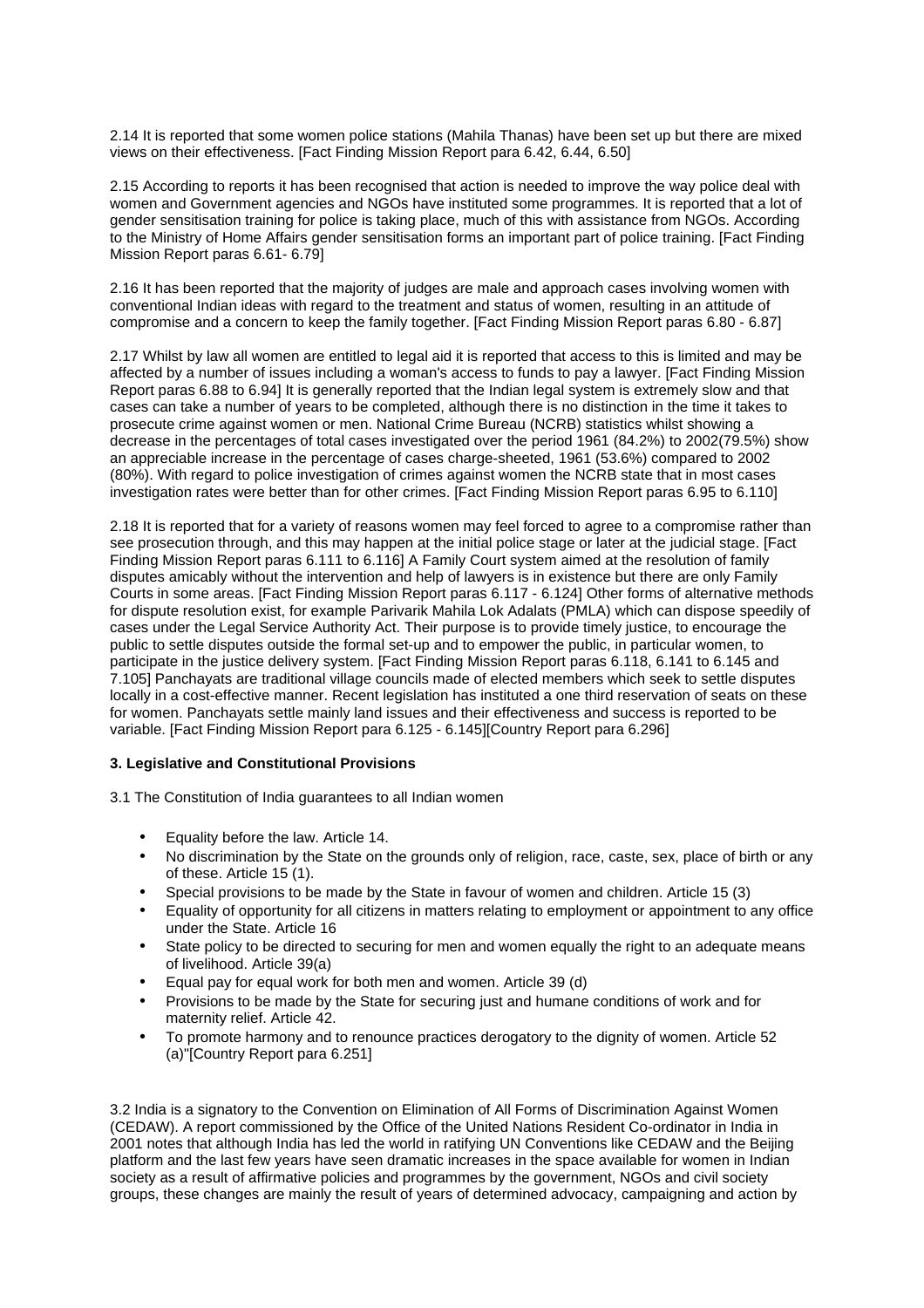2.14 It is reported that some women police stations (Mahila Thanas) have been set up but there are mixed views on their effectiveness. [Fact Finding Mission Report para 6.42, 6.44, 6.50]

2.15 According to reports it has been recognised that action is needed to improve the way police deal with women and Government agencies and NGOs have instituted some programmes. It is reported that a lot of gender sensitisation training for police is taking place, much of this with assistance from NGOs. According to the Ministry of Home Affairs gender sensitisation forms an important part of police training. [Fact Finding Mission Report paras 6.61- 6.79]

2.16 It has been reported that the majority of judges are male and approach cases involving women with conventional Indian ideas with regard to the treatment and status of women, resulting in an attitude of compromise and a concern to keep the family together. [Fact Finding Mission Report paras 6.80 - 6.87]

2.17 Whilst by law all women are entitled to legal aid it is reported that access to this is limited and may be affected by a number of issues including a woman's access to funds to pay a lawyer. [Fact Finding Mission Report paras 6.88 to 6.94] It is generally reported that the Indian legal system is extremely slow and that cases can take a number of years to be completed, although there is no distinction in the time it takes to prosecute crime against women or men. National Crime Bureau (NCRB) statistics whilst showing a decrease in the percentages of total cases investigated over the period 1961 (84.2%) to 2002(79.5%) show an appreciable increase in the percentage of cases charge-sheeted, 1961 (53.6%) compared to 2002 (80%). With regard to police investigation of crimes against women the NCRB state that in most cases investigation rates were better than for other crimes. [Fact Finding Mission Report paras 6.95 to 6.110]

2.18 It is reported that for a variety of reasons women may feel forced to agree to a compromise rather than see prosecution through, and this may happen at the initial police stage or later at the judicial stage. [Fact Finding Mission Report paras 6.111 to 6.116] A Family Court system aimed at the resolution of family disputes amicably without the intervention and help of lawyers is in existence but there are only Family Courts in some areas. [Fact Finding Mission Report paras 6.117 - 6.124] Other forms of alternative methods for dispute resolution exist, for example Parivarik Mahila Lok Adalats (PMLA) which can dispose speedily of cases under the Legal Service Authority Act. Their purpose is to provide timely justice, to encourage the public to settle disputes outside the formal set-up and to empower the public, in particular women, to participate in the justice delivery system. [Fact Finding Mission Report paras 6.118, 6.141 to 6.145 and 7.105] Panchayats are traditional village councils made of elected members which seek to settle disputes locally in a cost-effective manner. Recent legislation has instituted a one third reservation of seats on these for women. Panchayats settle mainly land issues and their effectiveness and success is reported to be variable. [Fact Finding Mission Report para 6.125 - 6.145][Country Report para 6.296]

**3. Legislative and Constitutional Provisions**

3.1 The Constitution of India guarantees to all Indian women

- Equality before the law. Article 14.
- No discrimination by the State on the grounds only of religion, race, caste, sex, place of birth or any of these. Article 15 (1).
- Special provisions to be made by the State in favour of women and children. Article 15 (3)
- Equality of opportunity for all citizens in matters relating to employment or appointment to any office under the State. Article 16
- State policy to be directed to securing for men and women equally the right to an adequate means of livelihood. Article 39(a)
- Equal pay for equal work for both men and women. Article 39 (d)
- Provisions to be made by the State for securing just and humane conditions of work and for maternity relief. Article 42.
- To promote harmony and to renounce practices derogatory to the dignity of women. Article 52 (a)"[Country Report para 6.251]

3.2 India is a signatory to the Convention on Elimination of All Forms of Discrimination Against Women (CEDAW). A report commissioned by the Office of the United Nations Resident Co-ordinator in India in 2001 notes that although India has led the world in ratifying UN Conventions like CEDAW and the Beijing platform and the last few years have seen dramatic increases in the space available for women in Indian society as a result of affirmative policies and programmes by the government, NGOs and civil society groups, these changes are mainly the result of years of determined advocacy, campaigning and action by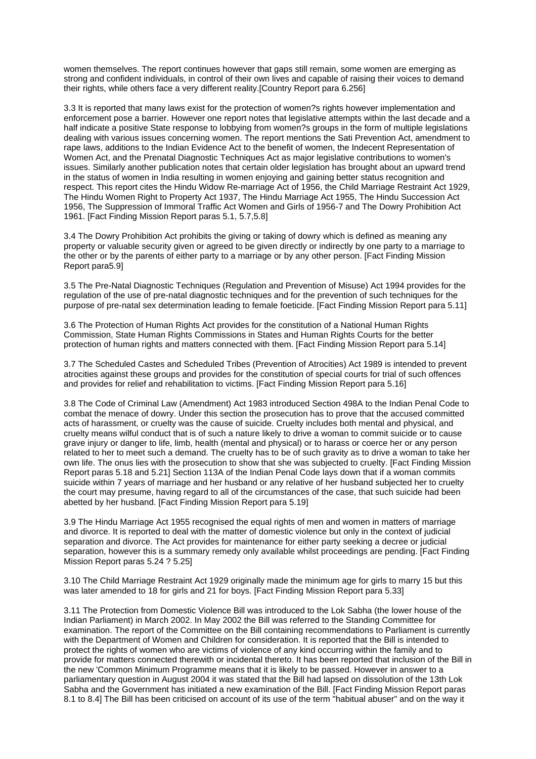women themselves. The report continues however that gaps still remain, some women are emerging as strong and confident individuals, in control of their own lives and capable of raising their voices to demand their rights, while others face a very different reality.[Country Report para 6.256]

3.3 It is reported that many laws exist for the protection of women?s rights however implementation and enforcement pose a barrier. However one report notes that legislative attempts within the last decade and a half indicate a positive State response to lobbying from women?s groups in the form of multiple legislations dealing with various issues concerning women. The report mentions the Sati Prevention Act, amendment to rape laws, additions to the Indian Evidence Act to the benefit of women, the Indecent Representation of Women Act, and the Prenatal Diagnostic Techniques Act as major legislative contributions to women's issues. Similarly another publication notes that certain older legislation has brought about an upward trend in the status of women in India resulting in women enjoying and gaining better status recognition and respect. This report cites the Hindu Widow Re-marriage Act of 1956, the Child Marriage Restraint Act 1929, The Hindu Women Right to Property Act 1937, The Hindu Marriage Act 1955, The Hindu Succession Act 1956, The Suppression of Immoral Traffic Act Women and Girls of 1956-7 and The Dowry Prohibition Act 1961. [Fact Finding Mission Report paras 5.1, 5.7,5.8]

3.4 The Dowry Prohibition Act prohibits the giving or taking of dowry which is defined as meaning any property or valuable security given or agreed to be given directly or indirectly by one party to a marriage to the other or by the parents of either party to a marriage or by any other person. [Fact Finding Mission Report para5.9]

3.5 The Pre-Natal Diagnostic Techniques (Regulation and Prevention of Misuse) Act 1994 provides for the regulation of the use of pre-natal diagnostic techniques and for the prevention of such techniques for the purpose of pre-natal sex determination leading to female foeticide. [Fact Finding Mission Report para 5.11]

3.6 The Protection of Human Rights Act provides for the constitution of a National Human Rights Commission, State Human Rights Commissions in States and Human Rights Courts for the better protection of human rights and matters connected with them. [Fact Finding Mission Report para 5.14]

3.7 The Scheduled Castes and Scheduled Tribes (Prevention of Atrocities) Act 1989 is intended to prevent atrocities against these groups and provides for the constitution of special courts for trial of such offences and provides for relief and rehabilitation to victims. [Fact Finding Mission Report para 5.16]

3.8 The Code of Criminal Law (Amendment) Act 1983 introduced Section 498A to the Indian Penal Code to combat the menace of dowry. Under this section the prosecution has to prove that the accused committed acts of harassment, or cruelty was the cause of suicide. Cruelty includes both mental and physical, and cruelty means wilful conduct that is of such a nature likely to drive a woman to commit suicide or to cause grave injury or danger to life, limb, health (mental and physical) or to harass or coerce her or any person related to her to meet such a demand. The cruelty has to be of such gravity as to drive a woman to take her own life. The onus lies with the prosecution to show that she was subjected to cruelty. [Fact Finding Mission Report paras 5.18 and 5.21] Section 113A of the Indian Penal Code lays down that if a woman commits suicide within 7 years of marriage and her husband or any relative of her husband subjected her to cruelty the court may presume, having regard to all of the circumstances of the case, that such suicide had been abetted by her husband. [Fact Finding Mission Report para 5.19]

3.9 The Hindu Marriage Act 1955 recognised the equal rights of men and women in matters of marriage and divorce. It is reported to deal with the matter of domestic violence but only in the context of judicial separation and divorce. The Act provides for maintenance for either party seeking a decree or judicial separation, however this is a summary remedy only available whilst proceedings are pending. [Fact Finding Mission Report paras 5.24 ? 5.25]

3.10 The Child Marriage Restraint Act 1929 originally made the minimum age for girls to marry 15 but this was later amended to 18 for girls and 21 for boys. [Fact Finding Mission Report para 5.33]

3.11 The Protection from Domestic Violence Bill was introduced to the Lok Sabha (the lower house of the Indian Parliament) in March 2002. In May 2002 the Bill was referred to the Standing Committee for examination. The report of the Committee on the Bill containing recommendations to Parliament is currently with the Department of Women and Children for consideration. It is reported that the Bill is intended to protect the rights of women who are victims of violence of any kind occurring within the family and to provide for matters connected therewith or incidental thereto. It has been reported that inclusion of the Bill in the new 'Common Minimum Programme means that it is likely to be passed. However in answer to a parliamentary question in August 2004 it was stated that the Bill had lapsed on dissolution of the 13th Lok Sabha and the Government has initiated a new examination of the Bill. [Fact Finding Mission Report paras 8.1 to 8.4] The Bill has been criticised on account of its use of the term "habitual abuser" and on the way it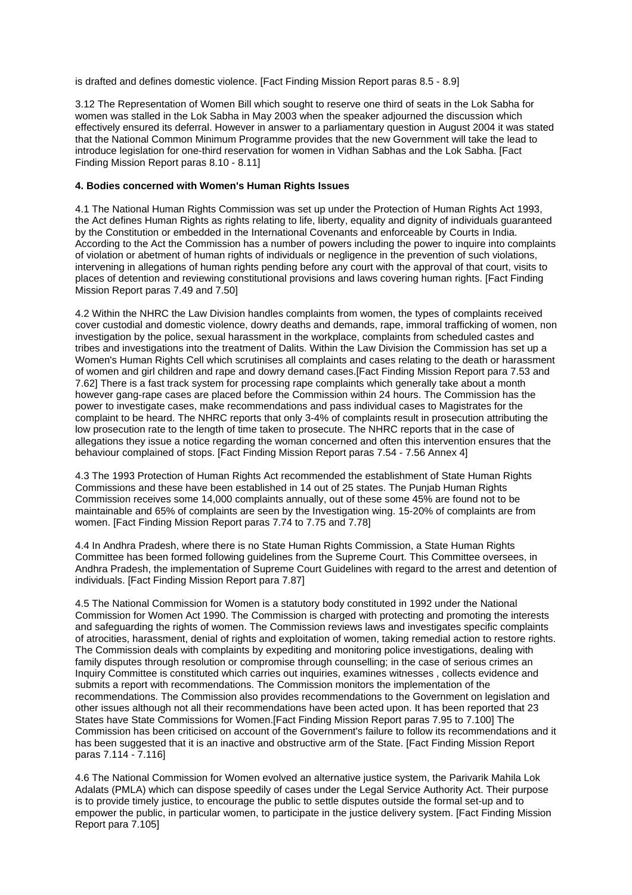is drafted and defines domestic violence. [Fact Finding Mission Report paras 8.5 - 8.9]

3.12 The Representation of Women Bill which sought to reserve one third of seats in the Lok Sabha for women was stalled in the Lok Sabha in May 2003 when the speaker adjourned the discussion which effectively ensured its deferral. However in answer to a parliamentary question in August 2004 it was stated that the National Common Minimum Programme provides that the new Government will take the lead to introduce legislation for one-third reservation for women in Vidhan Sabhas and the Lok Sabha. [Fact Finding Mission Report paras 8.10 - 8.11]

**4. Bodies concerned with Women's Human Rights Issues**

4.1 The National Human Rights Commission was set up under the Protection of Human Rights Act 1993, the Act defines Human Rights as rights relating to life, liberty, equality and dignity of individuals guaranteed by the Constitution or embedded in the International Covenants and enforceable by Courts in India. According to the Act the Commission has a number of powers including the power to inquire into complaints of violation or abetment of human rights of individuals or negligence in the prevention of such violations, intervening in allegations of human rights pending before any court with the approval of that court, visits to places of detention and reviewing constitutional provisions and laws covering human rights. [Fact Finding Mission Report paras 7.49 and 7.50]

4.2 Within the NHRC the Law Division handles complaints from women, the types of complaints received cover custodial and domestic violence, dowry deaths and demands, rape, immoral trafficking of women, non investigation by the police, sexual harassment in the workplace, complaints from scheduled castes and tribes and investigations into the treatment of Dalits. Within the Law Division the Commission has set up a Women's Human Rights Cell which scrutinises all complaints and cases relating to the death or harassment of women and girl children and rape and dowry demand cases.[Fact Finding Mission Report para 7.53 and 7.62] There is a fast track system for processing rape complaints which generally take about a month however gang-rape cases are placed before the Commission within 24 hours. The Commission has the power to investigate cases, make recommendations and pass individual cases to Magistrates for the complaint to be heard. The NHRC reports that only 3-4% of complaints result in prosecution attributing the low prosecution rate to the length of time taken to prosecute. The NHRC reports that in the case of allegations they issue a notice regarding the woman concerned and often this intervention ensures that the behaviour complained of stops. [Fact Finding Mission Report paras 7.54 - 7.56 Annex 4]

4.3 The 1993 Protection of Human Rights Act recommended the establishment of State Human Rights Commissions and these have been established in 14 out of 25 states. The Punjab Human Rights Commission receives some 14,000 complaints annually, out of these some 45% are found not to be maintainable and 65% of complaints are seen by the Investigation wing. 15-20% of complaints are from women. [Fact Finding Mission Report paras 7.74 to 7.75 and 7.78]

4.4 In Andhra Pradesh, where there is no State Human Rights Commission, a State Human Rights Committee has been formed following guidelines from the Supreme Court. This Committee oversees, in Andhra Pradesh, the implementation of Supreme Court Guidelines with regard to the arrest and detention of individuals. [Fact Finding Mission Report para 7.87]

4.5 The National Commission for Women is a statutory body constituted in 1992 under the National Commission for Women Act 1990. The Commission is charged with protecting and promoting the interests and safeguarding the rights of women. The Commission reviews laws and investigates specific complaints of atrocities, harassment, denial of rights and exploitation of women, taking remedial action to restore rights. The Commission deals with complaints by expediting and monitoring police investigations, dealing with family disputes through resolution or compromise through counselling; in the case of serious crimes an Inquiry Committee is constituted which carries out inquiries, examines witnesses , collects evidence and submits a report with recommendations. The Commission monitors the implementation of the recommendations. The Commission also provides recommendations to the Government on legislation and other issues although not all their recommendations have been acted upon. It has been reported that 23 States have State Commissions for Women.[Fact Finding Mission Report paras 7.95 to 7.100] The Commission has been criticised on account of the Government's failure to follow its recommendations and it has been suggested that it is an inactive and obstructive arm of the State. [Fact Finding Mission Report paras 7.114 - 7.116]

4.6 The National Commission for Women evolved an alternative justice system, the Parivarik Mahila Lok Adalats (PMLA) which can dispose speedily of cases under the Legal Service Authority Act. Their purpose is to provide timely justice, to encourage the public to settle disputes outside the formal set-up and to empower the public, in particular women, to participate in the justice delivery system. [Fact Finding Mission Report para 7.105]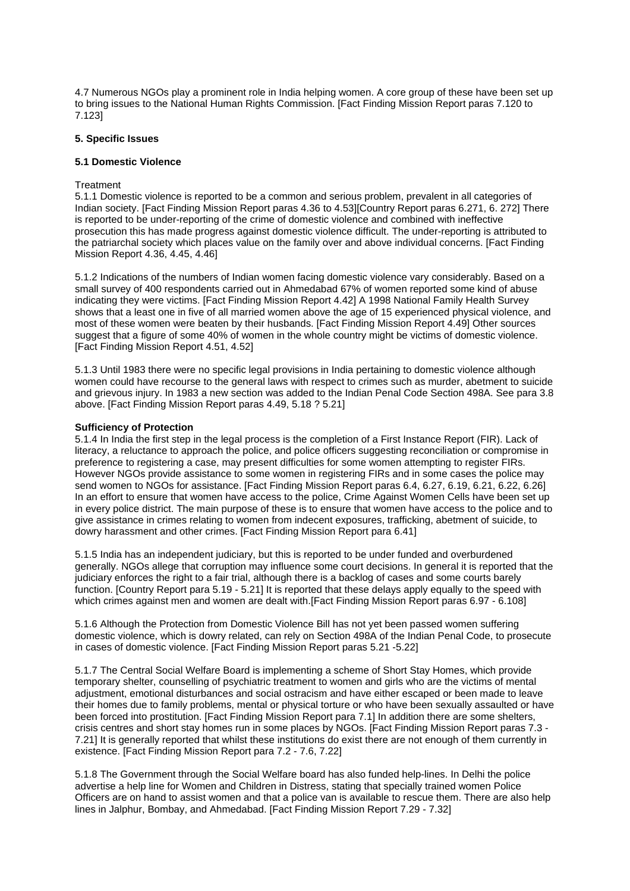4.7 Numerous NGOs play a prominent role in India helping women. A core group of these have been set up to bring issues to the National Human Rights Commission. [Fact Finding Mission Report paras 7.120 to 7.123]

### 5. Specific Issues

#### 5.1 Domestic Violence

Treatment

5.1.1 Domestic violence is reported to be a common and serious problem, prevalent in all categories of Indian society. [Fact Finding Mission Report paras 4.36 to 4.53][Country Report paras 6.271, 6. 272] There is reported to be under-reporting of the crime of domestic violence and combined with ineffective prosecution this has made progress against domestic violence difficult. The under-reporting is attributed to the patriarchal society which places value on the family over and above individual concerns. [Fact Finding Mission Report 4.36, 4.45, 4.46]

5.1.2 Indications of the numbers of Indian women facing domestic violence vary considerably. Based on a small survey of 400 respondents carried out in Ahmedabad 67% of women reported some kind of abuse indicating they were victims. [Fact Finding Mission Report 4.42] A 1998 National Family Health Survey shows that a least one in five of all married women above the age of 15 experienced physical violence, and most of these women were beaten by their husbands. [Fact Finding Mission Report 4.49] Other sources suggest that a figure of some 40% of women in the whole country might be victims of domestic violence. [Fact Finding Mission Report 4.51, 4.52]

5.1.3 Until 1983 there were no specific legal provisions in India pertaining to domestic violence although women could have recourse to the general laws with respect to crimes such as murder, abetment to suicide and grievous injury. In 1983 a new section was added to the Indian Penal Code Section 498A. See para 3.8 above. [Fact Finding Mission Report paras 4.49, 5.18 ? 5.21]

**Sufficiency of Protection**

5.1.4 In India the first step in the legal process is the completion of a First Instance Report (FIR). Lack of literacy, a reluctance to approach the police, and police officers suggesting reconciliation or compromise in preference to registering a case, may present difficulties for some women attempting to register FIRs. However NGOs provide assistance to some women in registering FIRs and in some cases the police may send women to NGOs for assistance. [Fact Finding Mission Report paras 6.4, 6.27, 6.19, 6.21, 6.22, 6.26] In an effort to ensure that women have access to the police, Crime Against Women Cells have been set up in every police district. The main purpose of these is to ensure that women have access to the police and to give assistance in crimes relating to women from indecent exposures, trafficking, abetment of suicide, to dowry harassment and other crimes. [Fact Finding Mission Report para 6.41]

5.1.5 India has an independent judiciary, but this is reported to be under funded and overburdened generally. NGOs allege that corruption may influence some court decisions. In general it is reported that the judiciary enforces the right to a fair trial, although there is a backlog of cases and some courts barely function. [Country Report para 5.19 - 5.21] It is reported that these delays apply equally to the speed with which crimes against men and women are dealt with.[Fact Finding Mission Report paras 6.97 - 6.108]

5.1.6 Although the Protection from Domestic Violence Bill has not yet been passed women suffering domestic violence, which is dowry related, can rely on Section 498A of the Indian Penal Code, to prosecute in cases of domestic violence. [Fact Finding Mission Report paras 5.21 -5.22]

5.1.7 The Central Social Welfare Board is implementing a scheme of Short Stay Homes, which provide temporary shelter, counselling of psychiatric treatment to women and girls who are the victims of mental adjustment, emotional disturbances and social ostracism and have either escaped or been made to leave their homes due to family problems, mental or physical torture or who have been sexually assaulted or have been forced into prostitution. [Fact Finding Mission Report para 7.1] In addition there are some shelters, crisis centres and short stay homes run in some places by NGOs. [Fact Finding Mission Report paras 7.3 - 7.21] It is generally reported that whilst these institutions do exist there are not enough of them currently in existence. [Fact Finding Mission Report para 7.2 - 7.6, 7.22]

5.1.8 The Government through the Social Welfare board has also funded help-lines. In Delhi the police advertise a help line for Women and Children in Distress, stating that specially trained women Police Officers are on hand to assist women and that a police van is available to rescue them. There are also help lines in Jalphur, Bombay, and Ahmedabad. [Fact Finding Mission Report 7.29 - 7.32]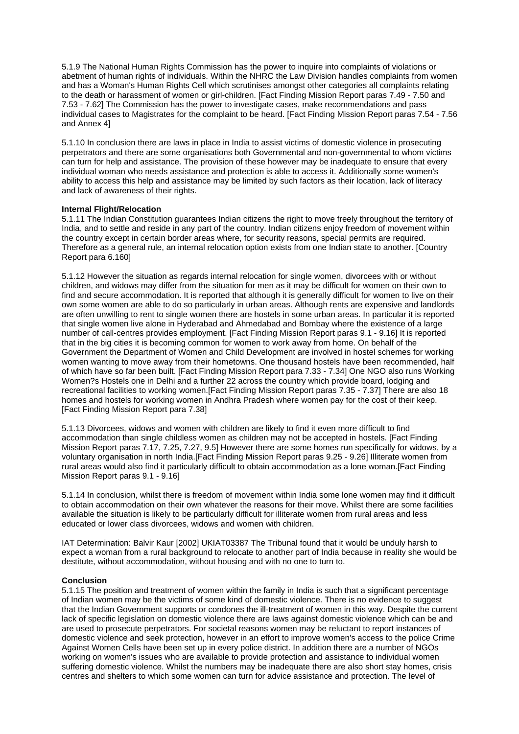5.1.9 The National Human Rights Commission has the power to inquire into complaints of violations or abetment of human rights of individuals. Within the NHRC the Law Division handles complaints from women and has a Woman's Human Rights Cell which scrutinises amongst other categories all complaints relating to the death or harassment of women or girl-children. [Fact Finding Mission Report paras 7.49 - 7.50 and 7.53 - 7.62] The Commission has the power to investigate cases, make recommendations and pass individual cases to Magistrates for the complaint to be heard. [Fact Finding Mission Report paras 7.54 - 7.56 and Annex 4]

5.1.10 In conclusion there are laws in place in India to assist victims of domestic violence in prosecuting perpetrators and there are some organisations both Governmental and non-governmental to whom victims can turn for help and assistance. The provision of these however may be inadequate to ensure that every individual woman who needs assistance and protection is able to access it. Additionally some women's ability to access this help and assistance may be limited by such factors as their location, lack of literacy and lack of awareness of their rights.

**Internal Flight/Relocation**

5.1.11 The Indian Constitution guarantees Indian citizens the right to move freely throughout the territory of India, and to settle and reside in any part of the country. Indian citizens enjoy freedom of movement within the country except in certain border areas where, for security reasons, special permits are required. Therefore as a general rule, an internal relocation option exists from one Indian state to another. [Country Report para 6.160]

5.1.12 However the situation as regards internal relocation for single women, divorcees with or without children, and widows may differ from the situation for men as it may be difficult for women on their own to find and secure accommodation. It is reported that although it is generally difficult for women to live on their own some women are able to do so particularly in urban areas. Although rents are expensive and landlords are often unwilling to rent to single women there are hostels in some urban areas. In particular it is reported that single women live alone in Hyderabad and Ahmedabad and Bombay where the existence of a large number of call-centres provides employment. [Fact Finding Mission Report paras 9.1 - 9.16] It is reported that in the big cities it is becoming common for women to work away from home. On behalf of the Government the Department of Women and Child Development are involved in hostel schemes for working women wanting to move away from their hometowns. One thousand hostels have been recommended, half of which have so far been built. [Fact Finding Mission Report para 7.33 - 7.34] One NGO also runs Working Women?s Hostels one in Delhi and a further 22 across the country which provide board, lodging and recreational facilities to working women.[Fact Finding Mission Report paras 7.35 - 7.37] There are also 18 homes and hostels for working women in Andhra Pradesh where women pay for the cost of their keep. [Fact Finding Mission Report para 7.38]

5.1.13 Divorcees, widows and women with children are likely to find it even more difficult to find accommodation than single childless women as children may not be accepted in hostels. [Fact Finding Mission Report paras 7.17, 7.25, 7.27, 9.5] However there are some homes run specifically for widows, by a voluntary organisation in north India.[Fact Finding Mission Report paras 9.25 - 9.26] Illiterate women from rural areas would also find it particularly difficult to obtain accommodation as a lone woman.[Fact Finding Mission Report paras 9.1 - 9.16]

5.1.14 In conclusion, whilst there is freedom of movement within India some lone women may find it difficult to obtain accommodation on their own whatever the reasons for their move. Whilst there are some facilities available the situation is likely to be particularly difficult for illiterate women from rural areas and less educated or lower class divorcees, widows and women with children.

IAT Determination: Balvir Kaur [2002] UKIAT03387 The Tribunal found that it would be unduly harsh to expect a woman from a rural background to relocate to another part of India because in reality she would be destitute, without accommodation, without housing and with no one to turn to.

**Conclusion**

5.1.15 The position and treatment of women within the family in India is such that a significant percentage of Indian women may be the victims of some kind of domestic violence. There is no evidence to suggest that the Indian Government supports or condones the ill-treatment of women in this way. Despite the current lack of specific legislation on domestic violence there are laws against domestic violence which can be and are used to prosecute perpetrators. For societal reasons women may be reluctant to report instances of domestic violence and seek protection, however in an effort to improve women's access to the police Crime Against Women Cells have been set up in every police district. In addition there are a number of NGOs working on women's issues who are available to provide protection and assistance to individual women suffering domestic violence. Whilst the numbers may be inadequate there are also short stay homes, crisis centres and shelters to which some women can turn for advice assistance and protection. The level of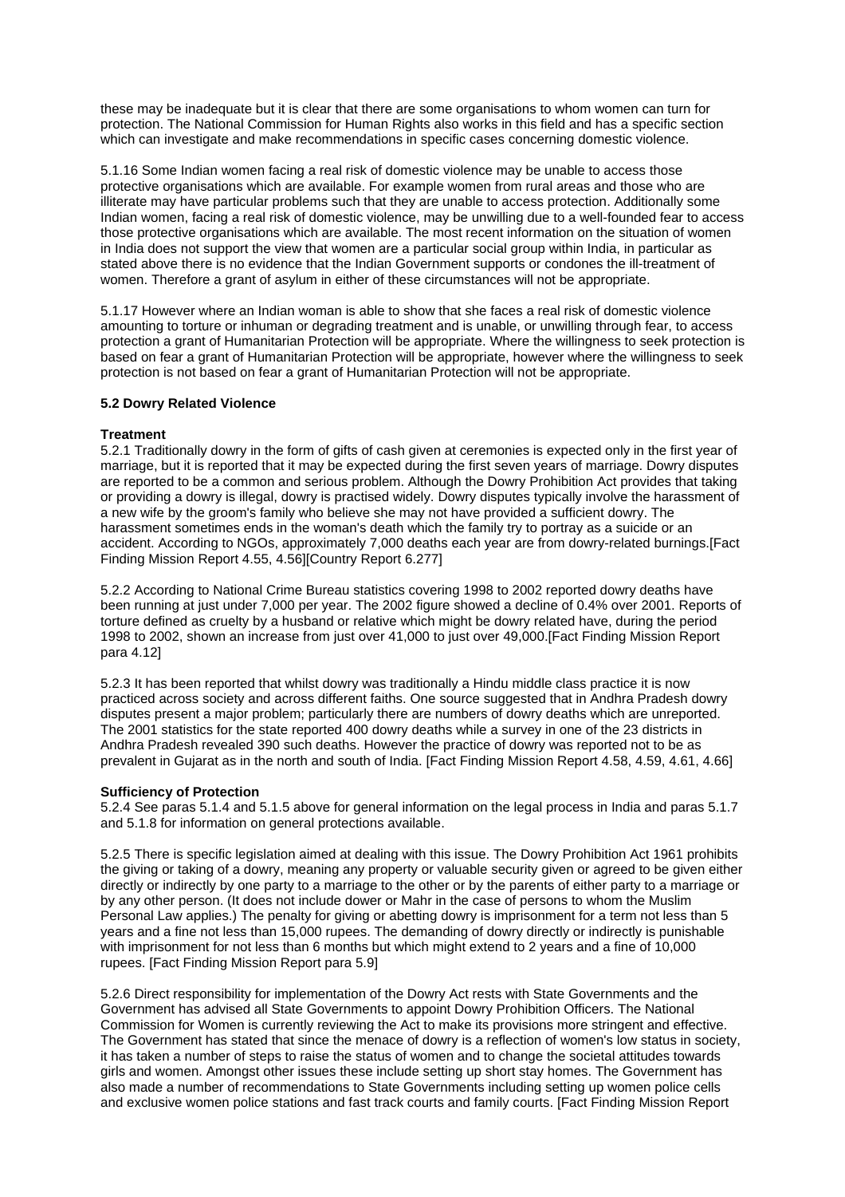these may be inadequate but it is clear that there are some organisations to whom women can turn for protection. The National Commission for Human Rights also works in this field and has a specific section which can investigate and make recommendations in specific cases concerning domestic violence.

5.1.16 Some Indian women facing a real risk of domestic violence may be unable to access those protective organisations which are available. For example women from rural areas and those who are illiterate may have particular problems such that they are unable to access protection. Additionally some Indian women, facing a real risk of domestic violence, may be unwilling due to a well-founded fear to access those protective organisations which are available. The most recent information on the situation of women in India does not support the view that women are a particular social group within India, in particular as stated above there is no evidence that the Indian Government supports or condones the ill-treatment of women. Therefore a grant of asylum in either of these circumstances will not be appropriate.

5.1.17 However where an Indian woman is able to show that she faces a real risk of domestic violence amounting to torture or inhuman or degrading treatment and is unable, or unwilling through fear, to access protection a grant of Humanitarian Protection will be appropriate. Where the willingness to seek protection is based on fear a grant of Humanitarian Protection will be appropriate, however where the willingness to seek protection is not based on fear a grant of Humanitarian Protection will not be appropriate.

**5.2 Dowry Related Violence**

**Treatment**

5.2.1 Traditionally dowry in the form of gifts of cash given at ceremonies is expected only in the first year of marriage, but it is reported that it may be expected during the first seven years of marriage. Dowry disputes are reported to be a common and serious problem. Although the Dowry Prohibition Act provides that taking or providing a dowry is illegal, dowry is practised widely. Dowry disputes typically involve the harassment of a new wife by the groom's family who believe she may not have provided a sufficient dowry. The harassment sometimes ends in the woman's death which the family try to portray as a suicide or an accident. According to NGOs, approximately 7,000 deaths each year are from dowry-related burnings.[Fact Finding Mission Report 4.55, 4.56][Country Report 6.277]

5.2.2 According to National Crime Bureau statistics covering 1998 to 2002 reported dowry deaths have been running at just under 7,000 per year. The 2002 figure showed a decline of 0.4% over 2001. Reports of torture defined as cruelty by a husband or relative which might be dowry related have, during the period 1998 to 2002, shown an increase from just over 41,000 to just over 49,000.[Fact Finding Mission Report para 4.12]

5.2.3 It has been reported that whilst dowry was traditionally a Hindu middle class practice it is now practiced across society and across different faiths. One source suggested that in Andhra Pradesh dowry disputes present a major problem; particularly there are numbers of dowry deaths which are unreported. The 2001 statistics for the state reported 400 dowry deaths while a survey in one of the 23 districts in Andhra Pradesh revealed 390 such deaths. However the practice of dowry was reported not to be as prevalent in Gujarat as in the north and south of India. [Fact Finding Mission Report 4.58, 4.59, 4.61, 4.66]

**Sufficiency of Protection**

5.2.4 See paras 5.1.4 and 5.1.5 above for general information on the legal process in India and paras 5.1.7 and 5.1.8 for information on general protections available.

5.2.5 There is specific legislation aimed at dealing with this issue. The Dowry Prohibition Act 1961 prohibits the giving or taking of a dowry, meaning any property or valuable security given or agreed to be given either directly or indirectly by one party to a marriage to the other or by the parents of either party to a marriage or by any other person. (It does not include dower or Mahr in the case of persons to whom the Muslim Personal Law applies.) The penalty for giving or abetting dowry is imprisonment for a term not less than 5 years and a fine not less than 15,000 rupees. The demanding of dowry directly or indirectly is punishable with imprisonment for not less than 6 months but which might extend to 2 years and a fine of 10,000 rupees. [Fact Finding Mission Report para 5.9]

5.2.6 Direct responsibility for implementation of the Dowry Act rests with State Governments and the Government has advised all State Governments to appoint Dowry Prohibition Officers. The National Commission for Women is currently reviewing the Act to make its provisions more stringent and effective. The Government has stated that since the menace of dowry is a reflection of women's low status in society, it has taken a number of steps to raise the status of women and to change the societal attitudes towards girls and women. Amongst other issues these include setting up short stay homes. The Government has also made a number of recommendations to State Governments including setting up women police cells and exclusive women police stations and fast track courts and family courts. [Fact Finding Mission Report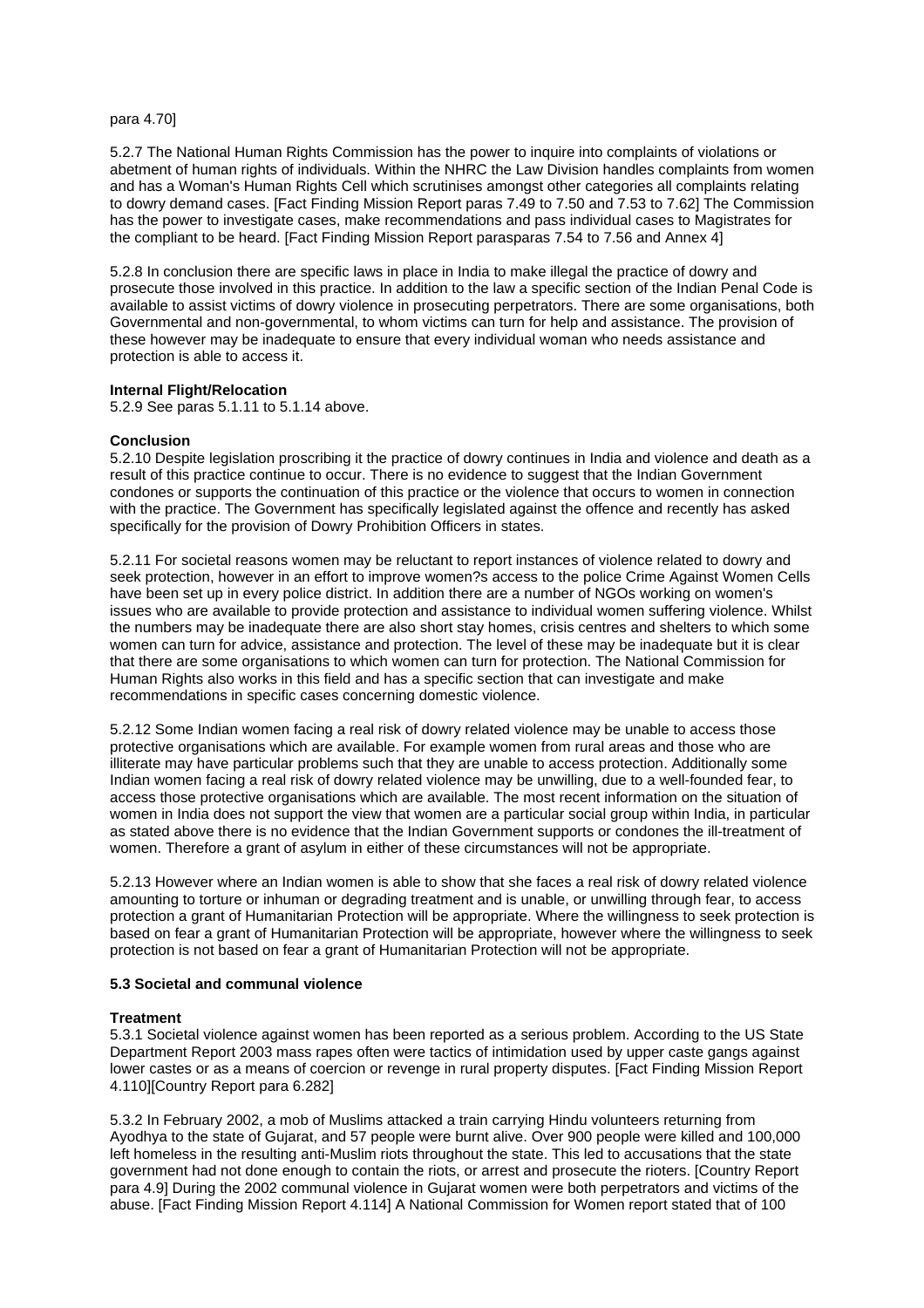para 4.70]

5.2.7 The National Human Rights Commission has the power to inquire into complaints of violations or abetment of human rights of individuals. Within the NHRC the Law Division handles complaints from women and has a Woman's Human Rights Cell which scrutinises amongst other categories all complaints relating to dowry demand cases. [Fact Finding Mission Report paras 7.49 to 7.50 and 7.53 to 7.62] The Commission has the power to investigate cases, make recommendations and pass individual cases to Magistrates for the compliant to be heard. [Fact Finding Mission Report parasparas 7.54 to 7.56 and Annex 4]

5.2.8 In conclusion there are specific laws in place in India to make illegal the practice of dowry and prosecute those involved in this practice. In addition to the law a specific section of the Indian Penal Code is available to assist victims of dowry violence in prosecuting perpetrators. There are some organisations, both Governmental and non-governmental, to whom victims can turn for help and assistance. The provision of these however may be inadequate to ensure that every individual woman who needs assistance and protection is able to access it.

**Internal Flight/Relocation**
5.2.9 See paras 5.1.11 to 5.1.14 above.

**Conclusion**
5.2.10 Despite legislation proscribing it the practice of dowry continues in India and violence and death as a result of this practice continue to occur. There is no evidence to suggest that the Indian Government condones or supports the continuation of this practice or the violence that occurs to women in connection with the practice. The Government has specifically legislated against the offence and recently has asked specifically for the provision of Dowry Prohibition Officers in states.

5.2.11 For societal reasons women may be reluctant to report instances of violence related to dowry and seek protection, however in an effort to improve women?s access to the police Crime Against Women Cells have been set up in every police district. In addition there are a number of NGOs working on women's issues who are available to provide protection and assistance to individual women suffering violence. Whilst the numbers may be inadequate there are also short stay homes, crisis centres and shelters to which some women can turn for advice, assistance and protection. The level of these may be inadequate but it is clear that there are some organisations to which women can turn for protection. The National Commission for Human Rights also works in this field and has a specific section that can investigate and make recommendations in specific cases concerning domestic violence.

5.2.12 Some Indian women facing a real risk of dowry related violence may be unable to access those protective organisations which are available. For example women from rural areas and those who are illiterate may have particular problems such that they are unable to access protection. Additionally some Indian women facing a real risk of dowry related violence may be unwilling, due to a well-founded fear, to access those protective organisations which are available. The most recent information on the situation of women in India does not support the view that women are a particular social group within India, in particular as stated above there is no evidence that the Indian Government supports or condones the ill-treatment of women. Therefore a grant of asylum in either of these circumstances will not be appropriate.

5.2.13 However where an Indian women is able to show that she faces a real risk of dowry related violence amounting to torture or inhuman or degrading treatment and is unable, or unwilling through fear, to access protection a grant of Humanitarian Protection will be appropriate. Where the willingness to seek protection is based on fear a grant of Humanitarian Protection will be appropriate, however where the willingness to seek protection is not based on fear a grant of Humanitarian Protection will not be appropriate.

**5.3 Societal and communal violence**

**Treatment**
5.3.1 Societal violence against women has been reported as a serious problem. According to the US State Department Report 2003 mass rapes often were tactics of intimidation used by upper caste gangs against lower castes or as a means of coercion or revenge in rural property disputes. [Fact Finding Mission Report 4.110][Country Report para 6.282]

5.3.2 In February 2002, a mob of Muslims attacked a train carrying Hindu volunteers returning from Ayodhya to the state of Gujarat, and 57 people were burnt alive. Over 900 people were killed and 100,000 left homeless in the resulting anti-Muslim riots throughout the state. This led to accusations that the state government had not done enough to contain the riots, or arrest and prosecute the rioters. [Country Report para 4.9] During the 2002 communal violence in Gujarat women were both perpetrators and victims of the abuse. [Fact Finding Mission Report 4.114] A National Commission for Women report stated that of 100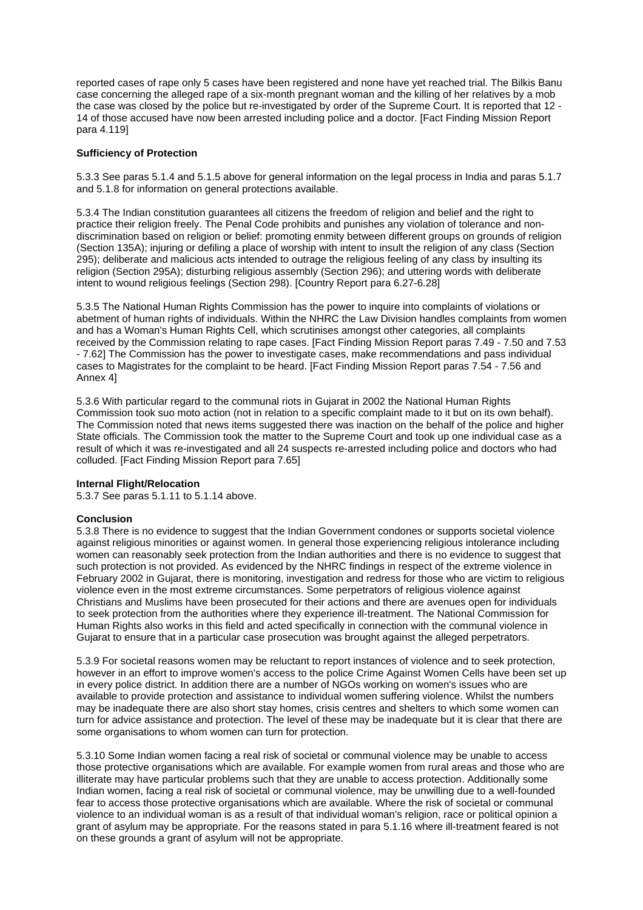reported cases of rape only 5 cases have been registered and none have yet reached trial. The Bilkis Banu case concerning the alleged rape of a six-month pregnant woman and the killing of her relatives by a mob the case was closed by the police but re-investigated by order of the Supreme Court. It is reported that 12 - 14 of those accused have now been arrested including police and a doctor. [Fact Finding Mission Report para 4.119]

**Sufficiency of Protection**

5.3.3 See paras 5.1.4 and 5.1.5 above for general information on the legal process in India and paras 5.1.7 and 5.1.8 for information on general protections available.

5.3.4 The Indian constitution guarantees all citizens the freedom of religion and belief and the right to practice their religion freely. The Penal Code prohibits and punishes any violation of tolerance and non-discrimination based on religion or belief: promoting enmity between different groups on grounds of religion (Section 135A); injuring or defiling a place of worship with intent to insult the religion of any class (Section 295); deliberate and malicious acts intended to outrage the religious feeling of any class by insulting its religion (Section 295A); disturbing religious assembly (Section 296); and uttering words with deliberate intent to wound religious feelings (Section 298). [Country Report para 6.27-6.28]

5.3.5 The National Human Rights Commission has the power to inquire into complaints of violations or abetment of human rights of individuals. Within the NHRC the Law Division handles complaints from women and has a Woman's Human Rights Cell, which scrutinises amongst other categories, all complaints received by the Commission relating to rape cases. [Fact Finding Mission Report paras 7.49 - 7.50 and 7.53 - 7.62] The Commission has the power to investigate cases, make recommendations and pass individual cases to Magistrates for the complaint to be heard. [Fact Finding Mission Report paras 7.54 - 7.56 and Annex 4]

5.3.6 With particular regard to the communal riots in Gujarat in 2002 the National Human Rights Commission took suo moto action (not in relation to a specific complaint made to it but on its own behalf). The Commission noted that news items suggested there was inaction on the behalf of the police and higher State officials. The Commission took the matter to the Supreme Court and took up one individual case as a result of which it was re-investigated and all 24 suspects re-arrested including police and doctors who had colluded. [Fact Finding Mission Report para 7.65]

**Internal Flight/Relocation**

5.3.7 See paras 5.1.11 to 5.1.14 above.

**Conclusion**

5.3.8 There is no evidence to suggest that the Indian Government condones or supports societal violence against religious minorities or against women. In general those experiencing religious intolerance including women can reasonably seek protection from the Indian authorities and there is no evidence to suggest that such protection is not provided. As evidenced by the NHRC findings in respect of the extreme violence in February 2002 in Gujarat, there is monitoring, investigation and redress for those who are victim to religious violence even in the most extreme circumstances. Some perpetrators of religious violence against Christians and Muslims have been prosecuted for their actions and there are avenues open for individuals to seek protection from the authorities where they experience ill-treatment. The National Commission for Human Rights also works in this field and acted specifically in connection with the communal violence in Gujarat to ensure that in a particular case prosecution was brought against the alleged perpetrators.

5.3.9 For societal reasons women may be reluctant to report instances of violence and to seek protection, however in an effort to improve women's access to the police Crime Against Women Cells have been set up in every police district. In addition there are a number of NGOs working on women's issues who are available to provide protection and assistance to individual women suffering violence. Whilst the numbers may be inadequate there are also short stay homes, crisis centres and shelters to which some women can turn for advice assistance and protection. The level of these may be inadequate but it is clear that there are some organisations to whom women can turn for protection.

5.3.10 Some Indian women facing a real risk of societal or communal violence may be unable to access those protective organisations which are available. For example women from rural areas and those who are illiterate may have particular problems such that they are unable to access protection. Additionally some Indian women, facing a real risk of societal or communal violence, may be unwilling due to a well-founded fear to access those protective organisations which are available. Where the risk of societal or communal violence to an individual woman is as a result of that individual woman's religion, race or political opinion a grant of asylum may be appropriate. For the reasons stated in para 5.1.16 where ill-treatment feared is not on these grounds a grant of asylum will not be appropriate.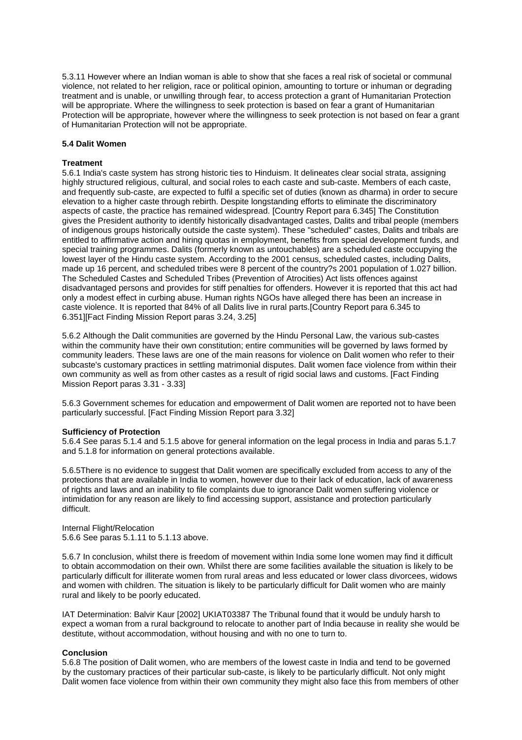5.3.11 However where an Indian woman is able to show that she faces a real risk of societal or communal violence, not related to her religion, race or political opinion, amounting to torture or inhuman or degrading treatment and is unable, or unwilling through fear, to access protection a grant of Humanitarian Protection will be appropriate. Where the willingness to seek protection is based on fear a grant of Humanitarian Protection will be appropriate, however where the willingness to seek protection is not based on fear a grant of Humanitarian Protection will not be appropriate.

**5.4 Dalit Women**

**Treatment**

5.6.1 India's caste system has strong historic ties to Hinduism. It delineates clear social strata, assigning highly structured religious, cultural, and social roles to each caste and sub-caste. Members of each caste, and frequently sub-caste, are expected to fulfil a specific set of duties (known as dharma) in order to secure elevation to a higher caste through rebirth. Despite longstanding efforts to eliminate the discriminatory aspects of caste, the practice has remained widespread. [Country Report para 6.345] The Constitution gives the President authority to identify historically disadvantaged castes, Dalits and tribal people (members of indigenous groups historically outside the caste system). These "scheduled" castes, Dalits and tribals are entitled to affirmative action and hiring quotas in employment, benefits from special development funds, and special training programmes. Dalits (formerly known as untouchables) are a scheduled caste occupying the lowest layer of the Hindu caste system. According to the 2001 census, scheduled castes, including Dalits, made up 16 percent, and scheduled tribes were 8 percent of the country?s 2001 population of 1.027 billion. The Scheduled Castes and Scheduled Tribes (Prevention of Atrocities) Act lists offences against disadvantaged persons and provides for stiff penalties for offenders. However it is reported that this act had only a modest effect in curbing abuse. Human rights NGOs have alleged there has been an increase in caste violence. It is reported that 84% of all Dalits live in rural parts.[Country Report para 6.345 to 6.351][Fact Finding Mission Report paras 3.24, 3.25]

5.6.2 Although the Dalit communities are governed by the Hindu Personal Law, the various sub-castes within the community have their own constitution; entire communities will be governed by laws formed by community leaders. These laws are one of the main reasons for violence on Dalit women who refer to their subcaste's customary practices in settling matrimonial disputes. Dalit women face violence from within their own community as well as from other castes as a result of rigid social laws and customs. [Fact Finding Mission Report paras 3.31 - 3.33]

5.6.3 Government schemes for education and empowerment of Dalit women are reported not to have been particularly successful. [Fact Finding Mission Report para 3.32]

**Sufficiency of Protection**

5.6.4 See paras 5.1.4 and 5.1.5 above for general information on the legal process in India and paras 5.1.7 and 5.1.8 for information on general protections available.

5.6.5There is no evidence to suggest that Dalit women are specifically excluded from access to any of the protections that are available in India to women, however due to their lack of education, lack of awareness of rights and laws and an inability to file complaints due to ignorance Dalit women suffering violence or intimidation for any reason are likely to find accessing support, assistance and protection particularly difficult.

Internal Flight/Relocation

5.6.6 See paras 5.1.11 to 5.1.13 above.

5.6.7 In conclusion, whilst there is freedom of movement within India some lone women may find it difficult to obtain accommodation on their own. Whilst there are some facilities available the situation is likely to be particularly difficult for illiterate women from rural areas and less educated or lower class divorcees, widows and women with children. The situation is likely to be particularly difficult for Dalit women who are mainly rural and likely to be poorly educated.

IAT Determination: Balvir Kaur [2002] UKIAT03387 The Tribunal found that it would be unduly harsh to expect a woman from a rural background to relocate to another part of India because in reality she would be destitute, without accommodation, without housing and with no one to turn to.

**Conclusion**

5.6.8 The position of Dalit women, who are members of the lowest caste in India and tend to be governed by the customary practices of their particular sub-caste, is likely to be particularly difficult. Not only might Dalit women face violence from within their own community they might also face this from members of other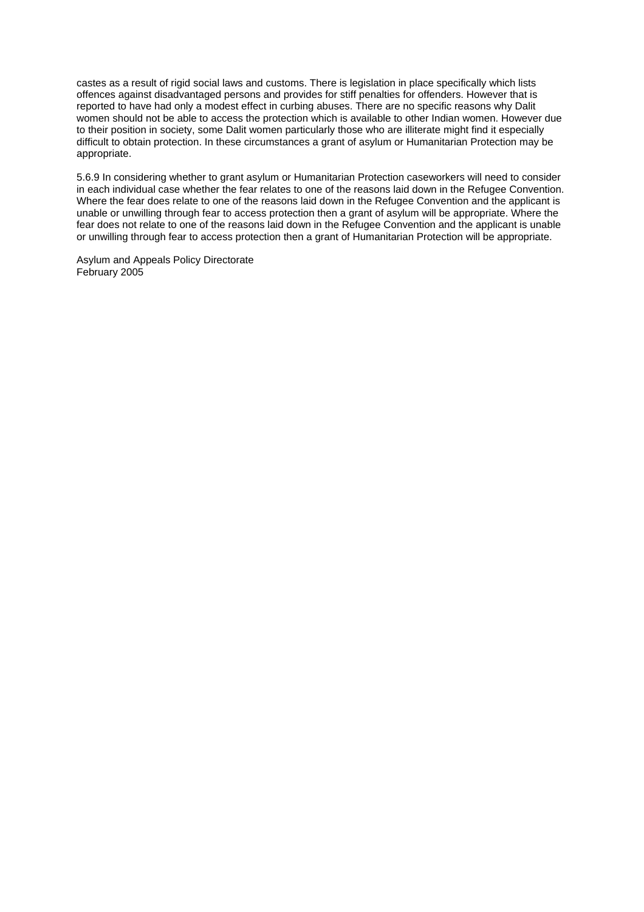castes as a result of rigid social laws and customs. There is legislation in place specifically which lists offences against disadvantaged persons and provides for stiff penalties for offenders. However that is reported to have had only a modest effect in curbing abuses. There are no specific reasons why Dalit women should not be able to access the protection which is available to other Indian women. However due to their position in society, some Dalit women particularly those who are illiterate might find it especially difficult to obtain protection. In these circumstances a grant of asylum or Humanitarian Protection may be appropriate.

5.6.9 In considering whether to grant asylum or Humanitarian Protection caseworkers will need to consider in each individual case whether the fear relates to one of the reasons laid down in the Refugee Convention. Where the fear does relate to one of the reasons laid down in the Refugee Convention and the applicant is unable or unwilling through fear to access protection then a grant of asylum will be appropriate. Where the fear does not relate to one of the reasons laid down in the Refugee Convention and the applicant is unable or unwilling through fear to access protection then a grant of Humanitarian Protection will be appropriate.

Asylum and Appeals Policy Directorate
February 2005